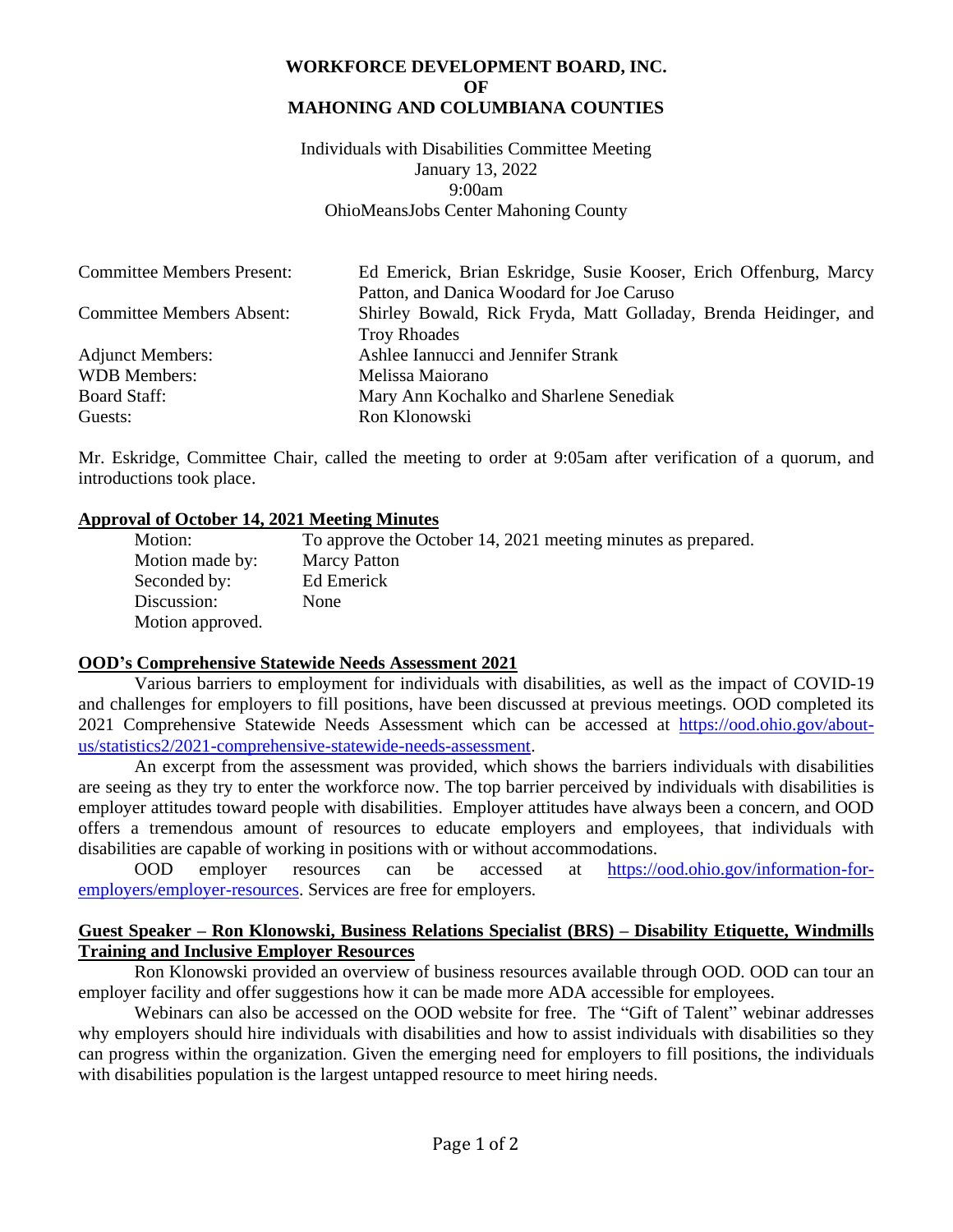**WORKFORCE DEVELOPMENT BOARD, INC.**
**OF**
**MAHONING AND COLUMBIANA COUNTIES**

Individuals with Disabilities Committee Meeting
January 13, 2022
9:00am
OhioMeansJobs Center Mahoning County

| | |
|---|---|
| Committee Members Present: | Ed Emerick, Brian Eskridge, Susie Kooser, Erich Offenburg, Marcy Patton, and Danica Woodard for Joe Caruso |
| Committee Members Absent: | Shirley Bowald, Rick Fryda, Matt Golladay, Brenda Heidinger, and Troy Rhoades |
| Adjunct Members: | Ashlee Iannucci and Jennifer Strank |
| WDB Members: | Melissa Maiorano |
| Board Staff: | Mary Ann Kochalko and Sharlene Senediak |
| Guests: | Ron Klonowski |

Mr. Eskridge, Committee Chair, called the meeting to order at 9:05am after verification of a quorum, and introductions took place.

**Approval of October 14, 2021 Meeting Minutes**

| | |
|---|---|
| Motion: | To approve the October 14, 2021 meeting minutes as prepared. |
| Motion made by: | Marcy Patton |
| Seconded by: | Ed Emerick |
| Discussion: | None |
| Motion approved. | |

**OOD's Comprehensive Statewide Needs Assessment 2021**

Various barriers to employment for individuals with disabilities, as well as the impact of COVID-19 and challenges for employers to fill positions, have been discussed at previous meetings. OOD completed its 2021 Comprehensive Statewide Needs Assessment which can be accessed at https://ood.ohio.gov/about-us/statistics2/2021-comprehensive-statewide-needs-assessment.

An excerpt from the assessment was provided, which shows the barriers individuals with disabilities are seeing as they try to enter the workforce now. The top barrier perceived by individuals with disabilities is employer attitudes toward people with disabilities. Employer attitudes have always been a concern, and OOD offers a tremendous amount of resources to educate employers and employees, that individuals with disabilities are capable of working in positions with or without accommodations.

OOD employer resources can be accessed at https://ood.ohio.gov/information-for-employers/employer-resources. Services are free for employers.

**Guest Speaker – Ron Klonowski, Business Relations Specialist (BRS) – Disability Etiquette, Windmills Training and Inclusive Employer Resources**

Ron Klonowski provided an overview of business resources available through OOD. OOD can tour an employer facility and offer suggestions how it can be made more ADA accessible for employees.

Webinars can also be accessed on the OOD website for free. The "Gift of Talent" webinar addresses why employers should hire individuals with disabilities and how to assist individuals with disabilities so they can progress within the organization. Given the emerging need for employers to fill positions, the individuals with disabilities population is the largest untapped resource to meet hiring needs.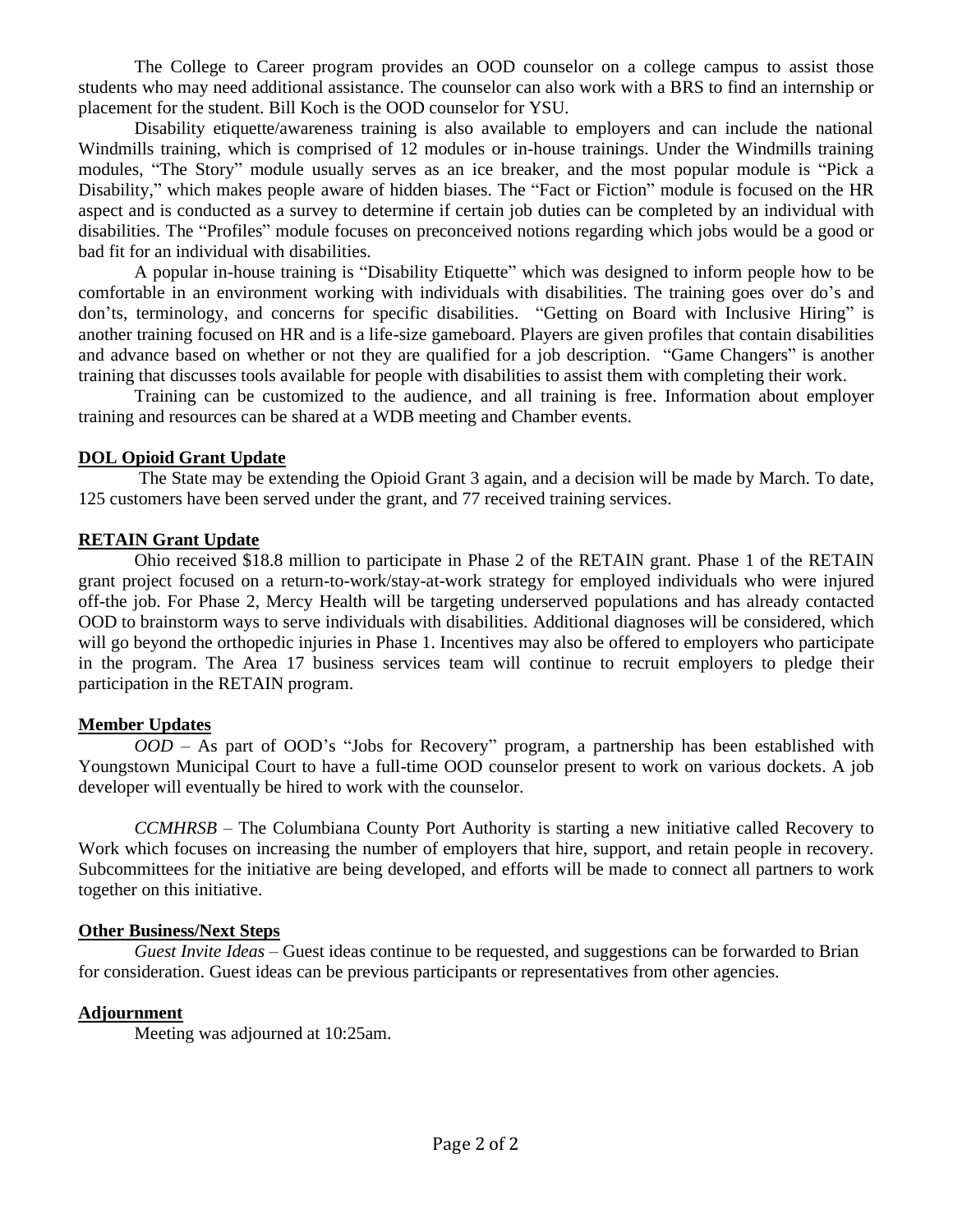The College to Career program provides an OOD counselor on a college campus to assist those students who may need additional assistance. The counselor can also work with a BRS to find an internship or placement for the student. Bill Koch is the OOD counselor for YSU.

Disability etiquette/awareness training is also available to employers and can include the national Windmills training, which is comprised of 12 modules or in-house trainings. Under the Windmills training modules, "The Story" module usually serves as an ice breaker, and the most popular module is "Pick a Disability," which makes people aware of hidden biases. The "Fact or Fiction" module is focused on the HR aspect and is conducted as a survey to determine if certain job duties can be completed by an individual with disabilities. The "Profiles" module focuses on preconceived notions regarding which jobs would be a good or bad fit for an individual with disabilities.

A popular in-house training is "Disability Etiquette" which was designed to inform people how to be comfortable in an environment working with individuals with disabilities. The training goes over do's and don'ts, terminology, and concerns for specific disabilities. "Getting on Board with Inclusive Hiring" is another training focused on HR and is a life-size gameboard. Players are given profiles that contain disabilities and advance based on whether or not they are qualified for a job description. "Game Changers" is another training that discusses tools available for people with disabilities to assist them with completing their work.

Training can be customized to the audience, and all training is free. Information about employer training and resources can be shared at a WDB meeting and Chamber events.

**DOL Opioid Grant Update**

The State may be extending the Opioid Grant 3 again, and a decision will be made by March. To date, 125 customers have been served under the grant, and 77 received training services.

**RETAIN Grant Update**

Ohio received $18.8 million to participate in Phase 2 of the RETAIN grant. Phase 1 of the RETAIN grant project focused on a return-to-work/stay-at-work strategy for employed individuals who were injured off-the job. For Phase 2, Mercy Health will be targeting underserved populations and has already contacted OOD to brainstorm ways to serve individuals with disabilities. Additional diagnoses will be considered, which will go beyond the orthopedic injuries in Phase 1. Incentives may also be offered to employers who participate in the program. The Area 17 business services team will continue to recruit employers to pledge their participation in the RETAIN program.

**Member Updates**

*OOD* – As part of OOD's "Jobs for Recovery" program, a partnership has been established with Youngstown Municipal Court to have a full-time OOD counselor present to work on various dockets. A job developer will eventually be hired to work with the counselor.

*CCMHRSB* – The Columbiana County Port Authority is starting a new initiative called Recovery to Work which focuses on increasing the number of employers that hire, support, and retain people in recovery. Subcommittees for the initiative are being developed, and efforts will be made to connect all partners to work together on this initiative.

**Other Business/Next Steps**

*Guest Invite Ideas* – Guest ideas continue to be requested, and suggestions can be forwarded to Brian for consideration. Guest ideas can be previous participants or representatives from other agencies.

**Adjournment**

Meeting was adjourned at 10:25am.